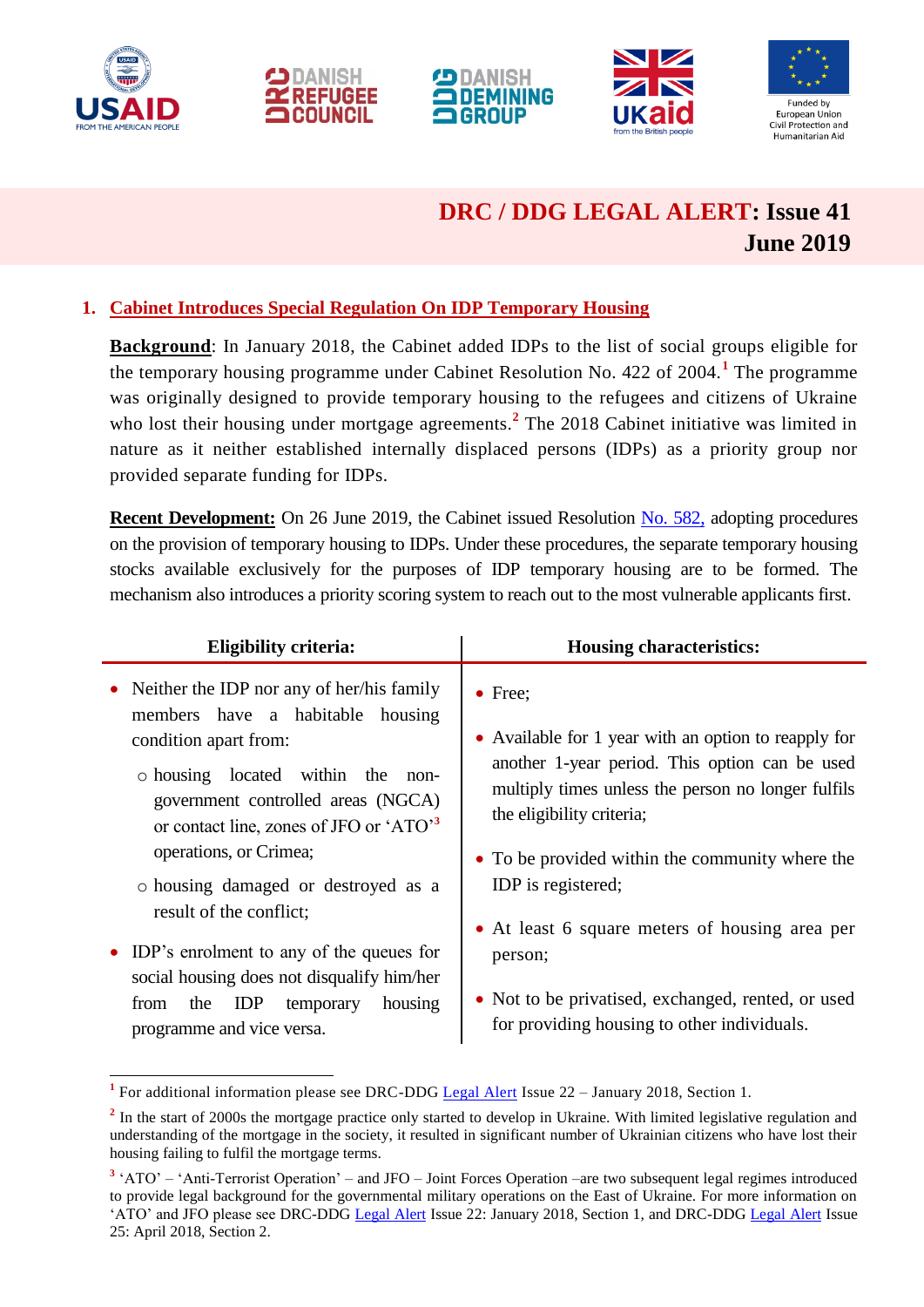Funded by European Union Civil Protection and Humanitarian Aid

# DRC / DDG LEGAL ALERT: Issue 41 June 2019

## 1. Cabinet Introduces Special Regulation On IDP Temporary Housing

**Background**: In January 2018, the Cabinet added IDPs to the list of social groups eligible for the temporary housing programme under Cabinet Resolution No. 422 of 2004.[1] The programme was originally designed to provide temporary housing to the refugees and citizens of Ukraine who lost their housing under mortgage agreements.[2] The 2018 Cabinet initiative was limited in nature as it neither established internally displaced persons (IDPs) as a priority group nor provided separate funding for IDPs.

**Recent Development:** On 26 June 2019, the Cabinet issued Resolution No. 582, adopting procedures on the provision of temporary housing to IDPs. Under these procedures, the separate temporary housing stocks available exclusively for the purposes of IDP temporary housing are to be formed. The mechanism also introduces a priority scoring system to reach out to the most vulnerable applicants first.

| Eligibility criteria: | Housing characteristics: |
| --- | --- |
| • Neither the IDP nor any of her/his family members have a habitable housing condition apart from: <br> ○ housing located within the non-government controlled areas (NGCA) or contact line, zones of JFO or 'ATO'[3] operations, or Crimea; <br> ○ housing damaged or destroyed as a result of the conflict; <br> • IDP's enrolment to any of the queues for social housing does not disqualify him/her from the IDP temporary housing programme and vice versa. | • Free; <br> • Available for 1 year with an option to reapply for another 1-year period. This option can be used multiply times unless the person no longer fulfils the eligibility criteria; <br> • To be provided within the community where the IDP is registered; <br> • At least 6 square meters of housing area per person; <br> • Not to be privatised, exchanged, rented, or used for providing housing to other individuals. |

---

[1] For additional information please see DRC-DDG Legal Alert Issue 22 – January 2018, Section 1.

[2] In the start of 2000s the mortgage practice only started to develop in Ukraine. With limited legislative regulation and understanding of the mortgage in the society, it resulted in significant number of Ukrainian citizens who have lost their housing failing to fulfil the mortgage terms.

[3] 'ATO' – 'Anti-Terrorist Operation' – and JFO – Joint Forces Operation –are two subsequent legal regimes introduced to provide legal background for the governmental military operations on the East of Ukraine. For more information on 'ATO' and JFO please see DRC-DDG Legal Alert Issue 22: January 2018, Section 1, and DRC-DDG Legal Alert Issue 25: April 2018, Section 2.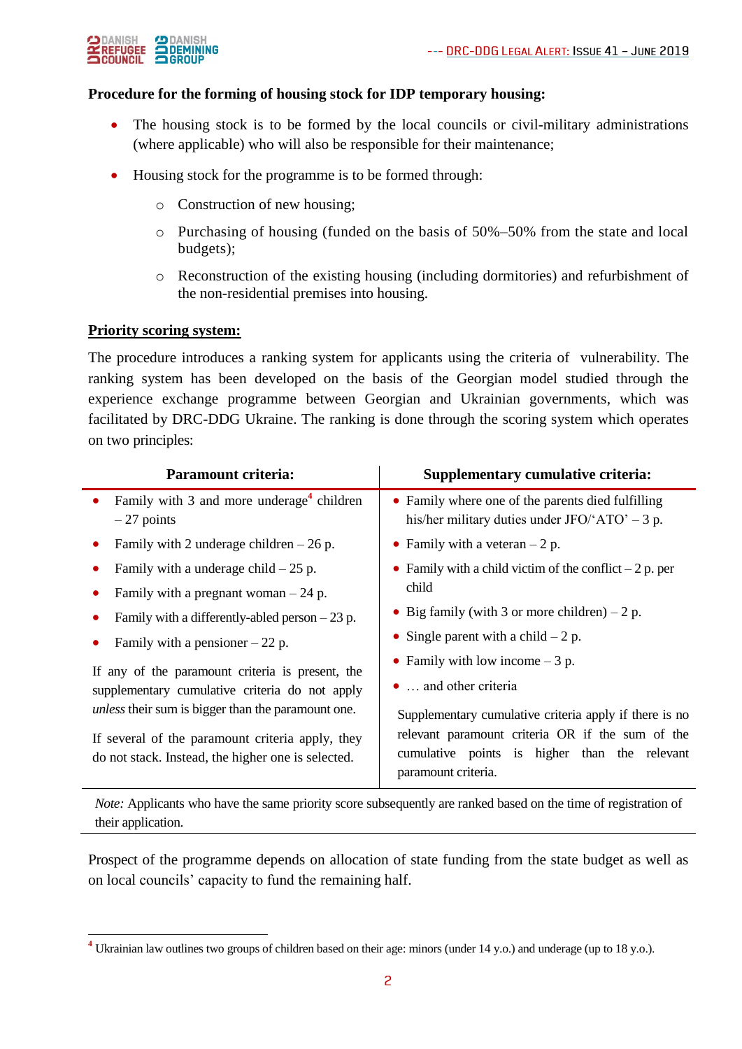**Procedure for the forming of housing stock for IDP temporary housing:**

- The housing stock is to be formed by the local councils or civil-military administrations (where applicable) who will also be responsible for their maintenance;
- Housing stock for the programme is to be formed through:
  - Construction of new housing;
  - Purchasing of housing (funded on the basis of 50%–50% from the state and local budgets);
  - Reconstruction of the existing housing (including dormitories) and refurbishment of the non-residential premises into housing.

**Priority scoring system:**

The procedure introduces a ranking system for applicants using the criteria of vulnerability. The ranking system has been developed on the basis of the Georgian model studied through the experience exchange programme between Georgian and Ukrainian governments, which was facilitated by DRC-DDG Ukraine. The ranking is done through the scoring system which operates on two principles:

| Paramount criteria: | Supplementary cumulative criteria: |
|---|---|
| • Family with 3 and more underage[4] children – 27 points<br>• Family with 2 underage children – 26 p.<br>• Family with a underage child – 25 p.<br>• Family with a pregnant woman – 24 p.<br>• Family with a differently-abled person – 23 p.<br>• Family with a pensioner – 22 p.<br><br>If any of the paramount criteria is present, the supplementary cumulative criteria do not apply *unless* their sum is bigger than the paramount one.<br><br>If several of the paramount criteria apply, they do not stack. Instead, the higher one is selected. | • Family where one of the parents died fulfilling his/her military duties under JFO/'ATO' – 3 p.<br>• Family with a veteran – 2 p.<br>• Family with a child victim of the conflict – 2 p. per child<br>• Big family (with 3 or more children) – 2 p.<br>• Single parent with a child – 2 p.<br>• Family with low income – 3 p.<br>• … and other criteria<br><br>Supplementary cumulative criteria apply if there is no relevant paramount criteria OR if the sum of the cumulative points is higher than the relevant paramount criteria. |

*Note:* Applicants who have the same priority score subsequently are ranked based on the time of registration of their application.

Prospect of the programme depends on allocation of state funding from the state budget as well as on local councils' capacity to fund the remaining half.

[4] Ukrainian law outlines two groups of children based on their age: minors (under 14 y.o.) and underage (up to 18 y.o.).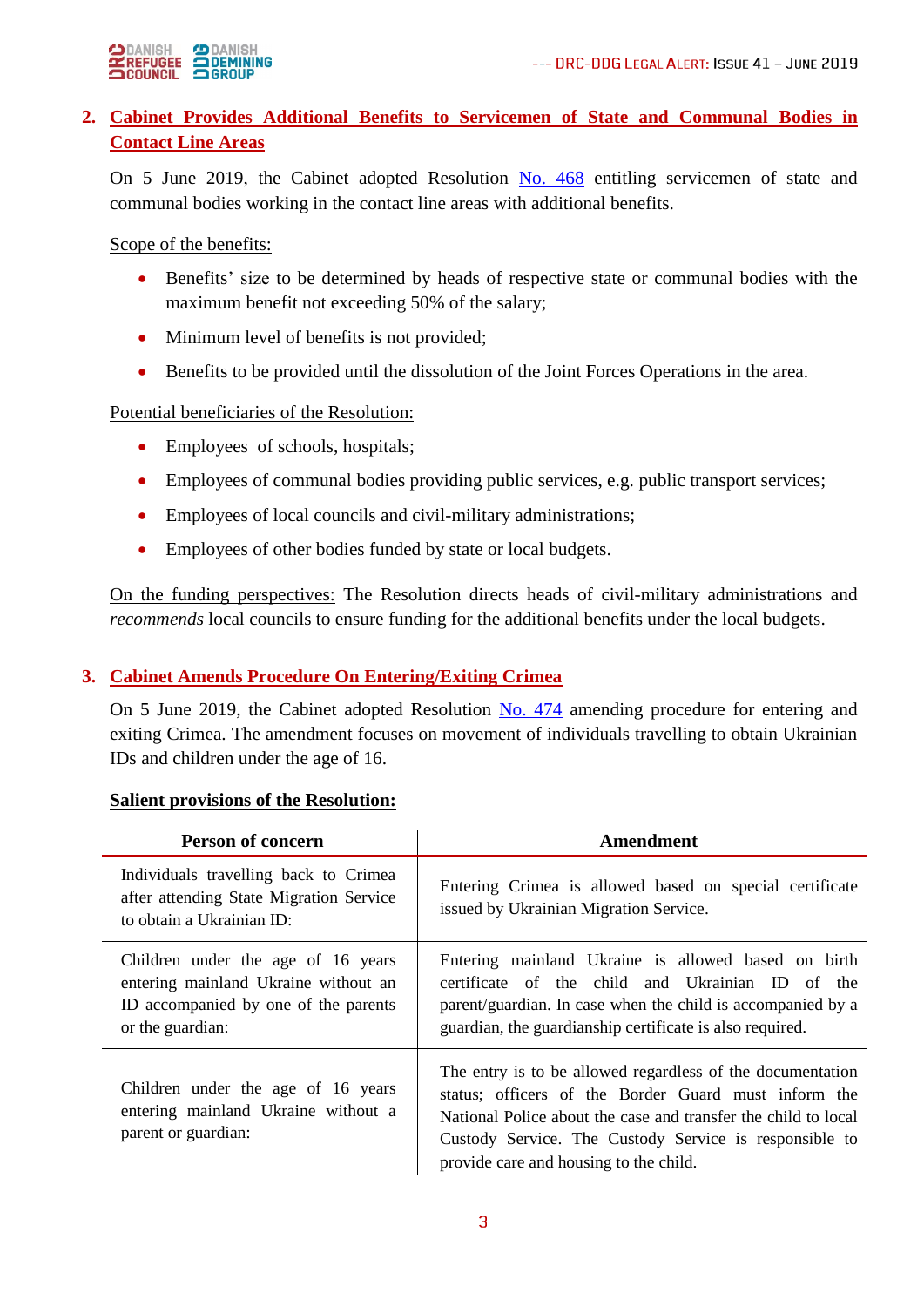## 2. Cabinet Provides Additional Benefits to Servicemen of State and Communal Bodies in Contact Line Areas

On 5 June 2019, the Cabinet adopted Resolution No. 468 entitling servicemen of state and communal bodies working in the contact line areas with additional benefits.

Scope of the benefits:

- Benefits' size to be determined by heads of respective state or communal bodies with the maximum benefit not exceeding 50% of the salary;
- Minimum level of benefits is not provided;
- Benefits to be provided until the dissolution of the Joint Forces Operations in the area.

Potential beneficiaries of the Resolution:

- Employees of schools, hospitals;
- Employees of communal bodies providing public services, e.g. public transport services;
- Employees of local councils and civil-military administrations;
- Employees of other bodies funded by state or local budgets.

On the funding perspectives: The Resolution directs heads of civil-military administrations and *recommends* local councils to ensure funding for the additional benefits under the local budgets.

## 3. Cabinet Amends Procedure On Entering/Exiting Crimea

On 5 June 2019, the Cabinet adopted Resolution No. 474 amending procedure for entering and exiting Crimea. The amendment focuses on movement of individuals travelling to obtain Ukrainian IDs and children under the age of 16.

**Salient provisions of the Resolution:**

| Person of concern | Amendment |
|---|---|
| Individuals travelling back to Crimea after attending State Migration Service to obtain a Ukrainian ID: | Entering Crimea is allowed based on special certificate issued by Ukrainian Migration Service. |
| Children under the age of 16 years entering mainland Ukraine without an ID accompanied by one of the parents or the guardian: | Entering mainland Ukraine is allowed based on birth certificate of the child and Ukrainian ID of the parent/guardian. In case when the child is accompanied by a guardian, the guardianship certificate is also required. |
| Children under the age of 16 years entering mainland Ukraine without a parent or guardian: | The entry is to be allowed regardless of the documentation status; officers of the Border Guard must inform the National Police about the case and transfer the child to local Custody Service. The Custody Service is responsible to provide care and housing to the child. |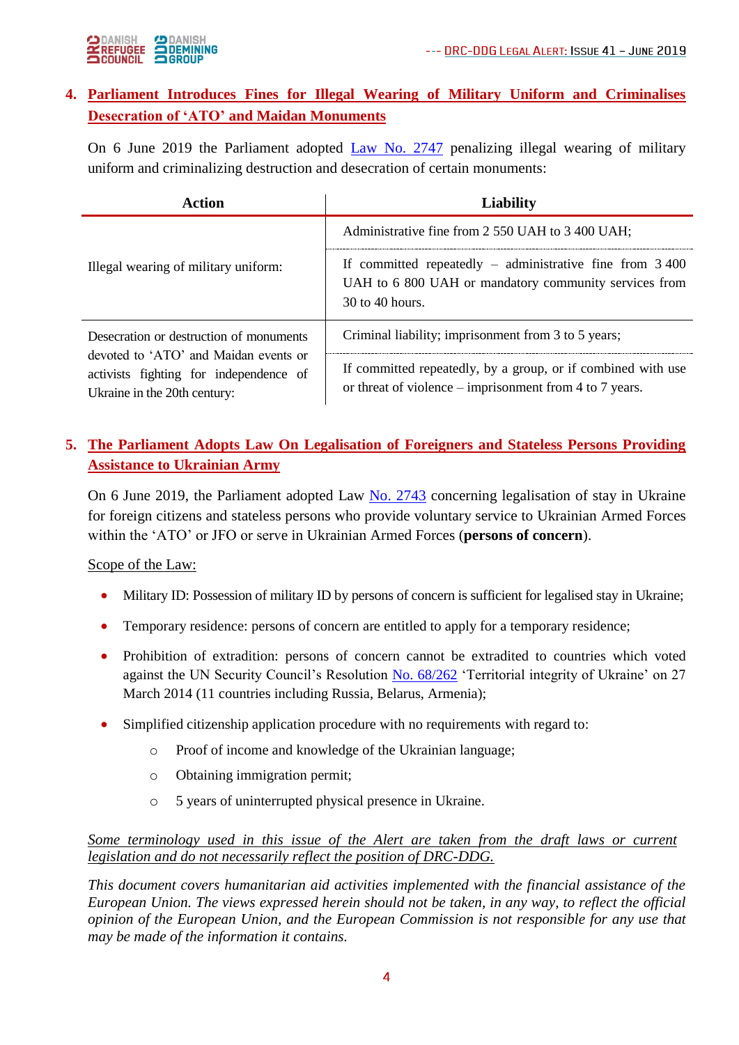## 4. Parliament Introduces Fines for Illegal Wearing of Military Uniform and Criminalises Desecration of 'ATO' and Maidan Monuments

On 6 June 2019 the Parliament adopted Law No. 2747 penalizing illegal wearing of military uniform and criminalizing destruction and desecration of certain monuments:

| Action | Liability |
|---|---|
| Illegal wearing of military uniform: | Administrative fine from 2 550 UAH to 3 400 UAH; |
| | If committed repeatedly – administrative fine from 3 400 UAH to 6 800 UAH or mandatory community services from 30 to 40 hours. |
| Desecration or destruction of monuments devoted to 'ATO' and Maidan events or activists fighting for independence of Ukraine in the 20th century: | Criminal liability; imprisonment from 3 to 5 years; |
| | If committed repeatedly, by a group, or if combined with use or threat of violence – imprisonment from 4 to 7 years. |

## 5. The Parliament Adopts Law On Legalisation of Foreigners and Stateless Persons Providing Assistance to Ukrainian Army

On 6 June 2019, the Parliament adopted Law No. 2743 concerning legalisation of stay in Ukraine for foreign citizens and stateless persons who provide voluntary service to Ukrainian Armed Forces within the 'ATO' or JFO or serve in Ukrainian Armed Forces (**persons of concern**).

Scope of the Law:

- Military ID: Possession of military ID by persons of concern is sufficient for legalised stay in Ukraine;
- Temporary residence: persons of concern are entitled to apply for a temporary residence;
- Prohibition of extradition: persons of concern cannot be extradited to countries which voted against the UN Security Council's Resolution No. 68/262 'Territorial integrity of Ukraine' on 27 March 2014 (11 countries including Russia, Belarus, Armenia);
- Simplified citizenship application procedure with no requirements with regard to:
  - Proof of income and knowledge of the Ukrainian language;
  - Obtaining immigration permit;
  - 5 years of uninterrupted physical presence in Ukraine.

*Some terminology used in this issue of the Alert are taken from the draft laws or current legislation and do not necessarily reflect the position of DRC-DDG.*

*This document covers humanitarian aid activities implemented with the financial assistance of the European Union. The views expressed herein should not be taken, in any way, to reflect the official opinion of the European Union, and the European Commission is not responsible for any use that may be made of the information it contains.*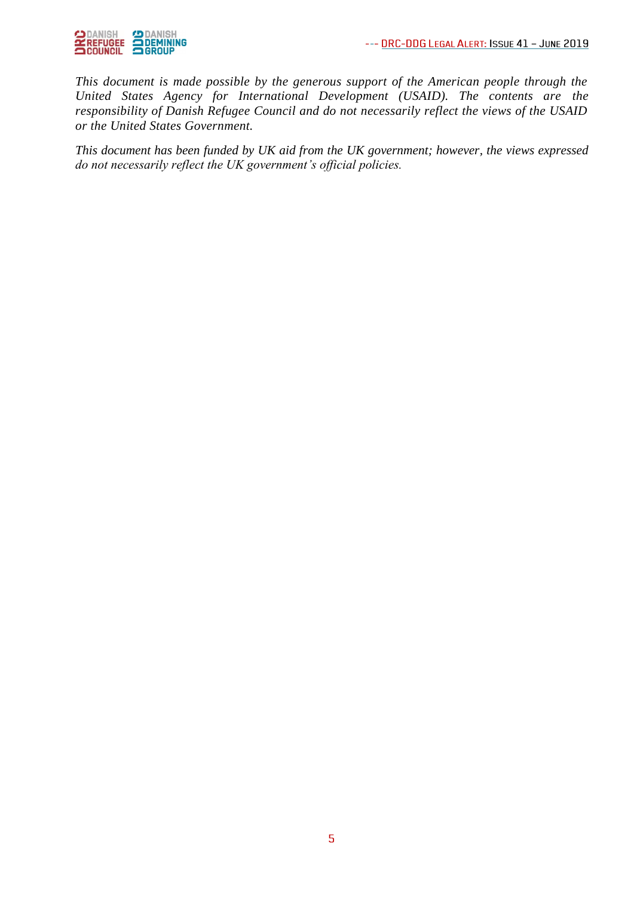*This document is made possible by the generous support of the American people through the United States Agency for International Development (USAID). The contents are the responsibility of Danish Refugee Council and do not necessarily reflect the views of the USAID or the United States Government.*

*This document has been funded by UK aid from the UK government; however, the views expressed do not necessarily reflect the UK government's official policies.*